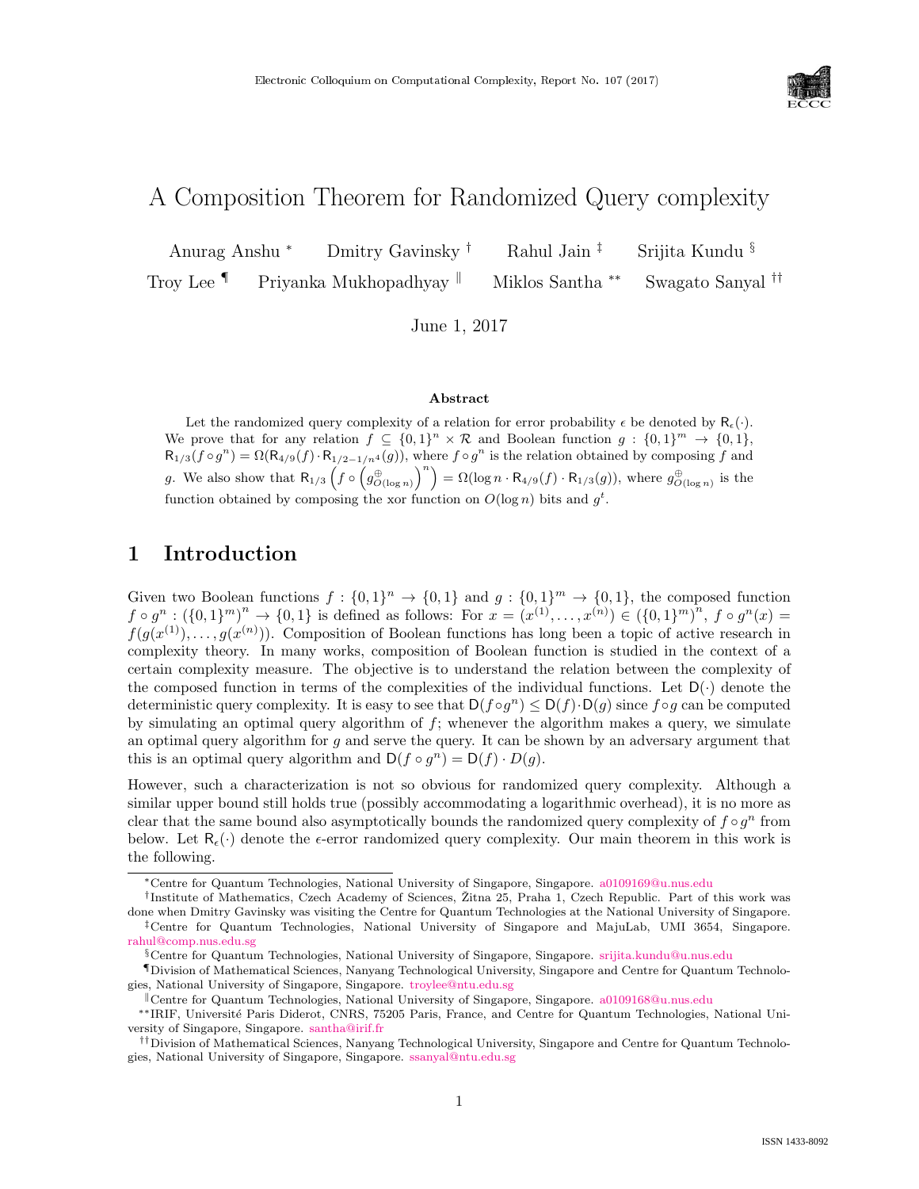# A Composition Theorem for Randomized Query complexity

Anurag Anshu [*] Dmitry Gavinsky [†] Rahul Jain [‡] Srijita Kundu [§]
Troy Lee [¶] Priyanka Mukhopadhyay [‖] Miklos Santha [**] Swagato Sanyal [††]

June 1, 2017

### Abstract

Let the randomized query complexity of a relation for error probability $\epsilon$ be denoted by $\mathsf{R}_\epsilon(\cdot)$. We prove that for any relation $f \subseteq \{0,1\}^n \times \mathcal{R}$ and Boolean function $g : \{0,1\}^m \to \{0,1\}$, $\mathsf{R}_{1/3}(f \circ g^n) = \Omega(\mathsf{R}_{4/9}(f) \cdot \mathsf{R}_{1/2-1/n^4}(g))$, where $f \circ g^n$ is the relation obtained by composing $f$ and $g$. We also show that $\mathsf{R}_{1/3}\left(f \circ \left(g^{\oplus}_{O(\log n)}\right)^n\right) = \Omega(\log n \cdot \mathsf{R}_{4/9}(f) \cdot \mathsf{R}_{1/3}(g))$, where $g^{\oplus}_{O(\log n)}$ is the function obtained by composing the xor function on $O(\log n)$ bits and $g^t$.

## 1 Introduction

Given two Boolean functions $f : \{0,1\}^n \to \{0,1\}$ and $g : \{0,1\}^m \to \{0,1\}$, the composed function $f \circ g^n : (\{0,1\}^m)^n \to \{0,1\}$ is defined as follows: For $x = (x^{(1)}, \ldots, x^{(n)}) \in (\{0,1\}^m)^n$, $f \circ g^n(x) = f(g(x^{(1)}), \ldots, g(x^{(n)}))$. Composition of Boolean functions has long been a topic of active research in complexity theory. In many works, composition of Boolean function is studied in the context of a certain complexity measure. The objective is to understand the relation between the complexity of the composed function in terms of the complexities of the individual functions. Let $\mathsf{D}(\cdot)$ denote the deterministic query complexity. It is easy to see that $\mathsf{D}(f \circ g^n) \le \mathsf{D}(f) \cdot \mathsf{D}(g)$ since $f \circ g$ can be computed by simulating an optimal query algorithm of $f$; whenever the algorithm makes a query, we simulate an optimal query algorithm for $g$ and serve the query. It can be shown by an adversary argument that this is an optimal query algorithm and $\mathsf{D}(f \circ g^n) = \mathsf{D}(f) \cdot D(g)$.

However, such a characterization is not so obvious for randomized query complexity. Although a similar upper bound still holds true (possibly accommodating a logarithmic overhead), it is no more as clear that the same bound also asymptotically bounds the randomized query complexity of $f \circ g^n$ from below. Let $\mathsf{R}_\epsilon(\cdot)$ denote the $\epsilon$-error randomized query complexity. Our main theorem in this work is the following.

---

[*] Centre for Quantum Technologies, National University of Singapore, Singapore. a0109169@u.nus.edu

[†] Institute of Mathematics, Czech Academy of Sciences, Žitna 25, Praha 1, Czech Republic. Part of this work was done when Dmitry Gavinsky was visiting the Centre for Quantum Technologies at the National University of Singapore.

[‡] Centre for Quantum Technologies, National University of Singapore and MajuLab, UMI 3654, Singapore. rahul@comp.nus.edu.sg

[§] Centre for Quantum Technologies, National University of Singapore, Singapore. srijita.kundu@u.nus.edu

[¶] Division of Mathematical Sciences, Nanyang Technological University, Singapore and Centre for Quantum Technologies, National University of Singapore, Singapore. troylee@ntu.edu.sg

[‖] Centre for Quantum Technologies, National University of Singapore, Singapore. a0109168@u.nus.edu

[**] IRIF, Université Paris Diderot, CNRS, 75205 Paris, France, and Centre for Quantum Technologies, National University of Singapore, Singapore. santha@irif.fr

[††] Division of Mathematical Sciences, Nanyang Technological University, Singapore and Centre for Quantum Technologies, National University of Singapore, Singapore. ssanyal@ntu.edu.sg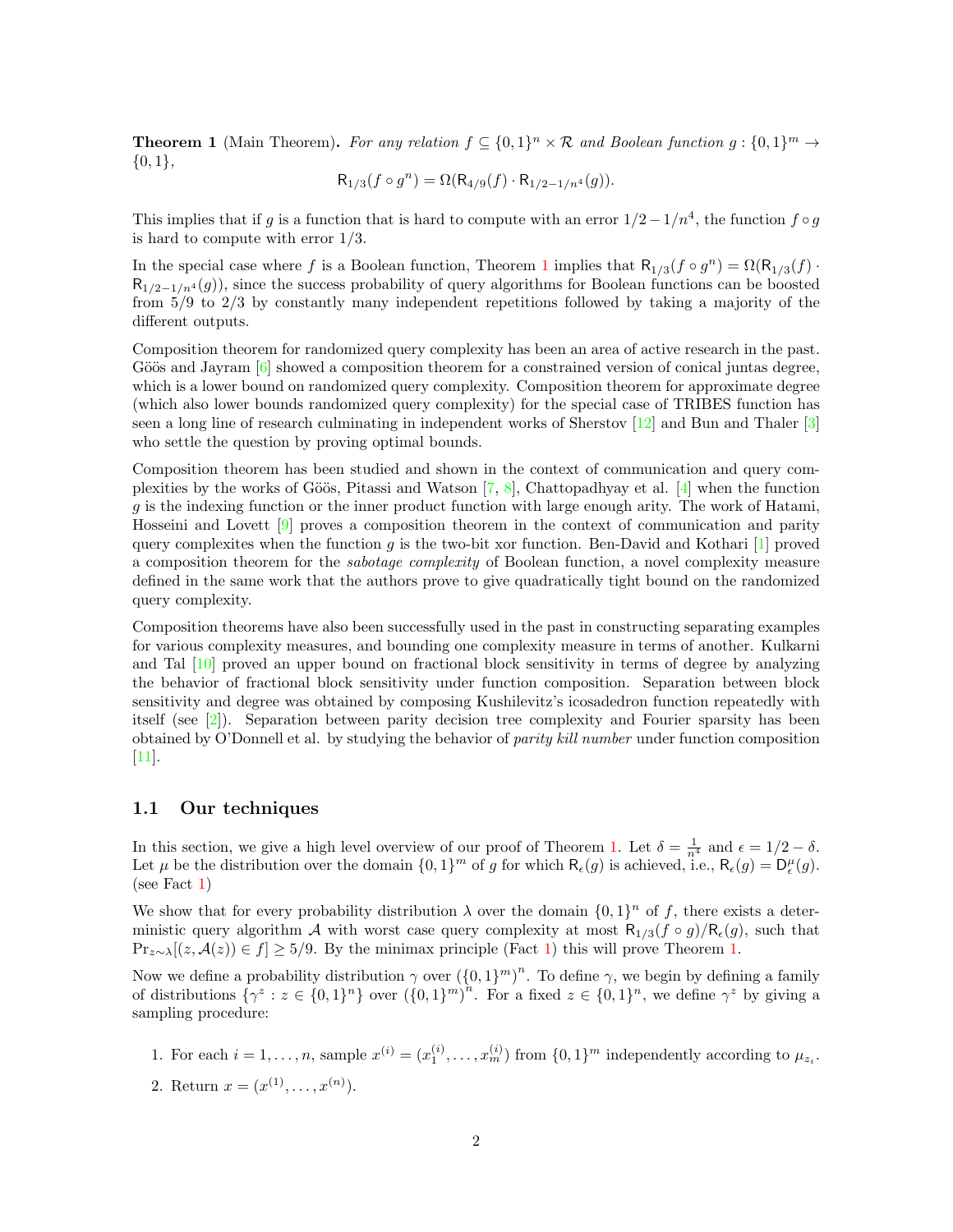**Theorem 1** (Main Theorem)**.** *For any relation $f \subseteq \{0,1\}^n \times \mathcal{R}$ and Boolean function $g : \{0,1\}^m \to \{0,1\}$,*

$$\mathsf{R}_{1/3}(f \circ g^n) = \Omega(\mathsf{R}_{4/9}(f) \cdot \mathsf{R}_{1/2-1/n^4}(g)).$$

This implies that if $g$ is a function that is hard to compute with an error $1/2 - 1/n^4$, the function $f \circ g$ is hard to compute with error $1/3$.

In the special case where $f$ is a Boolean function, Theorem 1 implies that $\mathsf{R}_{1/3}(f \circ g^n) = \Omega(\mathsf{R}_{1/3}(f) \cdot \mathsf{R}_{1/2-1/n^4}(g))$, since the success probability of query algorithms for Boolean functions can be boosted from $5/9$ to $2/3$ by constantly many independent repetitions followed by taking a majority of the different outputs.

Composition theorem for randomized query complexity has been an area of active research in the past. Göös and Jayram [6] showed a composition theorem for a constrained version of conical juntas degree, which is a lower bound on randomized query complexity. Composition theorem for approximate degree (which also lower bounds randomized query complexity) for the special case of TRIBES function has seen a long line of research culminating in independent works of Sherstov [12] and Bun and Thaler [3] who settle the question by proving optimal bounds.

Composition theorem has been studied and shown in the context of communication and query complexities by the works of Göös, Pitassi and Watson [7, 8], Chattopadhyay et al. [4] when the function $g$ is the indexing function or the inner product function with large enough arity. The work of Hatami, Hosseini and Lovett [9] proves a composition theorem in the context of communication and parity query complexites when the function $g$ is the two-bit xor function. Ben-David and Kothari [1] proved a composition theorem for the *sabotage complexity* of Boolean function, a novel complexity measure defined in the same work that the authors prove to give quadratically tight bound on the randomized query complexity.

Composition theorems have also been successfully used in the past in constructing separating examples for various complexity measures, and bounding one complexity measure in terms of another. Kulkarni and Tal [10] proved an upper bound on fractional block sensitivity in terms of degree by analyzing the behavior of fractional block sensitivity under function composition. Separation between block sensitivity and degree was obtained by composing Kushilevitz's icosadedron function repeatedly with itself (see [2]). Separation between parity decision tree complexity and Fourier sparsity has been obtained by O'Donnell et al. by studying the behavior of *parity kill number* under function composition [11].

## 1.1 Our techniques

In this section, we give a high level overview of our proof of Theorem 1. Let $\delta = \frac{1}{n^4}$ and $\epsilon = 1/2 - \delta$. Let $\mu$ be the distribution over the domain $\{0,1\}^m$ of $g$ for which $\mathsf{R}_\epsilon(g)$ is achieved, i.e., $\mathsf{R}_\epsilon(g) = \mathsf{D}^\mu_\epsilon(g)$. (see Fact 1)

We show that for every probability distribution $\lambda$ over the domain $\{0,1\}^n$ of $f$, there exists a deterministic query algorithm $\mathcal{A}$ with worst case query complexity at most $\mathsf{R}_{1/3}(f \circ g)/\mathsf{R}_\epsilon(g)$, such that $\Pr_{z \sim \lambda}[(z, \mathcal{A}(z)) \in f] \geq 5/9$. By the minimax principle (Fact 1) this will prove Theorem 1.

Now we define a probability distribution $\gamma$ over $(\{0,1\}^m)^n$. To define $\gamma$, we begin by defining a family of distributions $\{\gamma^z : z \in \{0,1\}^n\}$ over $(\{0,1\}^m)^n$. For a fixed $z \in \{0,1\}^n$, we define $\gamma^z$ by giving a sampling procedure:

1. For each $i = 1, \ldots, n$, sample $x^{(i)} = (x^{(i)}_1, \ldots, x^{(i)}_m)$ from $\{0,1\}^m$ independently according to $\mu_{z_i}$.
2. Return $x = (x^{(1)}, \ldots, x^{(n)})$.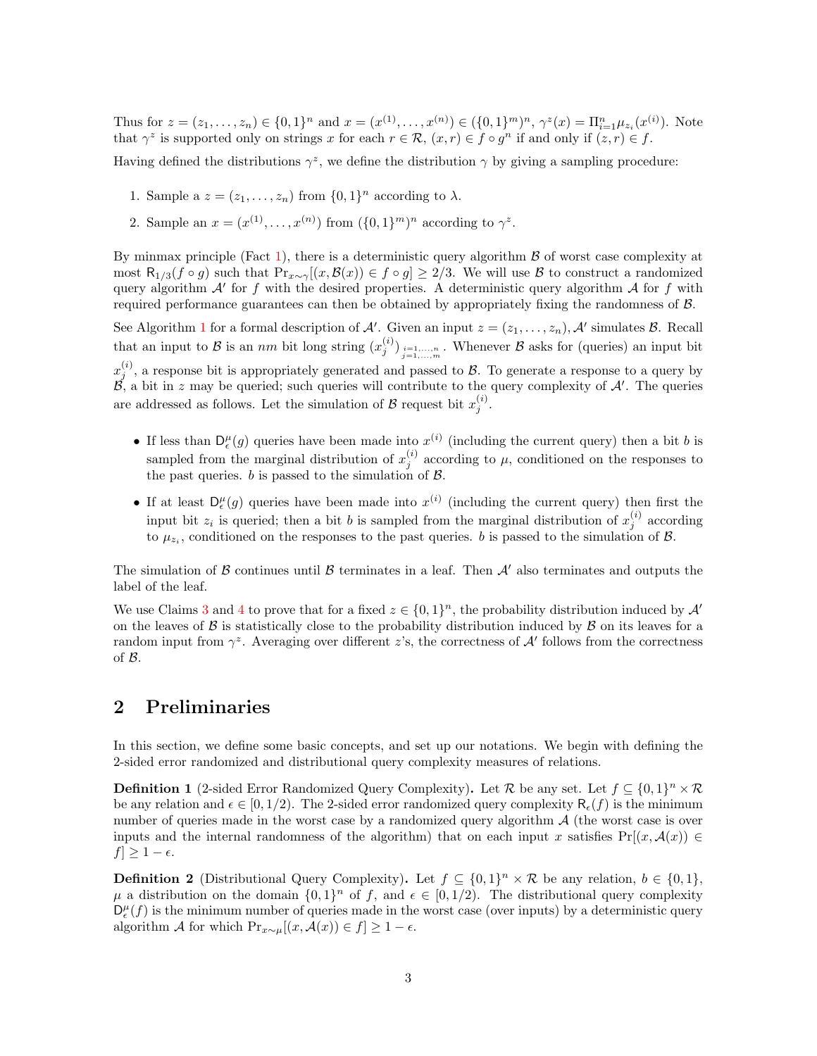Thus for $z = (z_1, \ldots, z_n) \in \{0,1\}^n$ and $x = (x^{(1)}, \ldots, x^{(n)}) \in (\{0,1\}^m)^n$, $\gamma^z(x) = \Pi_{i=1}^n \mu_{z_i}(x^{(i)})$. Note that $\gamma^z$ is supported only on strings $x$ for each $r \in \mathcal{R}$, $(x, r) \in f \circ g^n$ if and only if $(z, r) \in f$.

Having defined the distributions $\gamma^z$, we define the distribution $\gamma$ by giving a sampling procedure:

1. Sample a $z = (z_1, \ldots, z_n)$ from $\{0,1\}^n$ according to $\lambda$.
2. Sample an $x = (x^{(1)}, \ldots, x^{(n)})$ from $(\{0,1\}^m)^n$ according to $\gamma^z$.

By minmax principle (Fact 1), there is a deterministic query algorithm $\mathcal{B}$ of worst case complexity at most $\mathsf{R}_{1/3}(f \circ g)$ such that $\Pr_{x \sim \gamma}[(x, \mathcal{B}(x)) \in f \circ g] \geq 2/3$. We will use $\mathcal{B}$ to construct a randomized query algorithm $\mathcal{A}'$ for $f$ with the desired properties. A deterministic query algorithm $\mathcal{A}$ for $f$ with required performance guarantees can then be obtained by appropriately fixing the randomness of $\mathcal{B}$.

See Algorithm 1 for a formal description of $\mathcal{A}'$. Given an input $z = (z_1, \ldots, z_n)$, $\mathcal{A}'$ simulates $\mathcal{B}$. Recall that an input to $\mathcal{B}$ is an $nm$ bit long string $(x_j^{(i)})_{\substack{i=1,\ldots,n \\ j=1,\ldots,m}}$. Whenever $\mathcal{B}$ asks for (queries) an input bit $x_j^{(i)}$, a response bit is appropriately generated and passed to $\mathcal{B}$. To generate a response to a query by $\mathcal{B}$, a bit in $z$ may be queried; such queries will contribute to the query complexity of $\mathcal{A}'$. The queries are addressed as follows. Let the simulation of $\mathcal{B}$ request bit $x_j^{(i)}$.

- If less than $\mathsf{D}_\epsilon^\mu(g)$ queries have been made into $x^{(i)}$ (including the current query) then a bit $b$ is sampled from the marginal distribution of $x_j^{(i)}$ according to $\mu$, conditioned on the responses to the past queries. $b$ is passed to the simulation of $\mathcal{B}$.
- If at least $\mathsf{D}_\epsilon^\mu(g)$ queries have been made into $x^{(i)}$ (including the current query) then first the input bit $z_i$ is queried; then a bit $b$ is sampled from the marginal distribution of $x_j^{(i)}$ according to $\mu_{z_i}$, conditioned on the responses to the past queries. $b$ is passed to the simulation of $\mathcal{B}$.

The simulation of $\mathcal{B}$ continues until $\mathcal{B}$ terminates in a leaf. Then $\mathcal{A}'$ also terminates and outputs the label of the leaf.

We use Claims 3 and 4 to prove that for a fixed $z \in \{0,1\}^n$, the probability distribution induced by $\mathcal{A}'$ on the leaves of $\mathcal{B}$ is statistically close to the probability distribution induced by $\mathcal{B}$ on its leaves for a random input from $\gamma^z$. Averaging over different $z$'s, the correctness of $\mathcal{A}'$ follows from the correctness of $\mathcal{B}$.

## 2 Preliminaries

In this section, we define some basic concepts, and set up our notations. We begin with defining the 2-sided error randomized and distributional query complexity measures of relations.

**Definition 1** (2-sided Error Randomized Query Complexity)**.** Let $\mathcal{R}$ be any set. Let $f \subseteq \{0,1\}^n \times \mathcal{R}$ be any relation and $\epsilon \in [0, 1/2)$. The 2-sided error randomized query complexity $\mathsf{R}_\epsilon(f)$ is the minimum number of queries made in the worst case by a randomized query algorithm $\mathcal{A}$ (the worst case is over inputs and the internal randomness of the algorithm) that on each input $x$ satisfies $\Pr[(x, \mathcal{A}(x)) \in f] \geq 1 - \epsilon$.

**Definition 2** (Distributional Query Complexity)**.** Let $f \subseteq \{0,1\}^n \times \mathcal{R}$ be any relation, $b \in \{0,1\}$, $\mu$ a distribution on the domain $\{0,1\}^n$ of $f$, and $\epsilon \in [0, 1/2)$. The distributional query complexity $\mathsf{D}_\epsilon^\mu(f)$ is the minimum number of queries made in the worst case (over inputs) by a deterministic query algorithm $\mathcal{A}$ for which $\Pr_{x \sim \mu}[(x, \mathcal{A}(x)) \in f] \geq 1 - \epsilon$.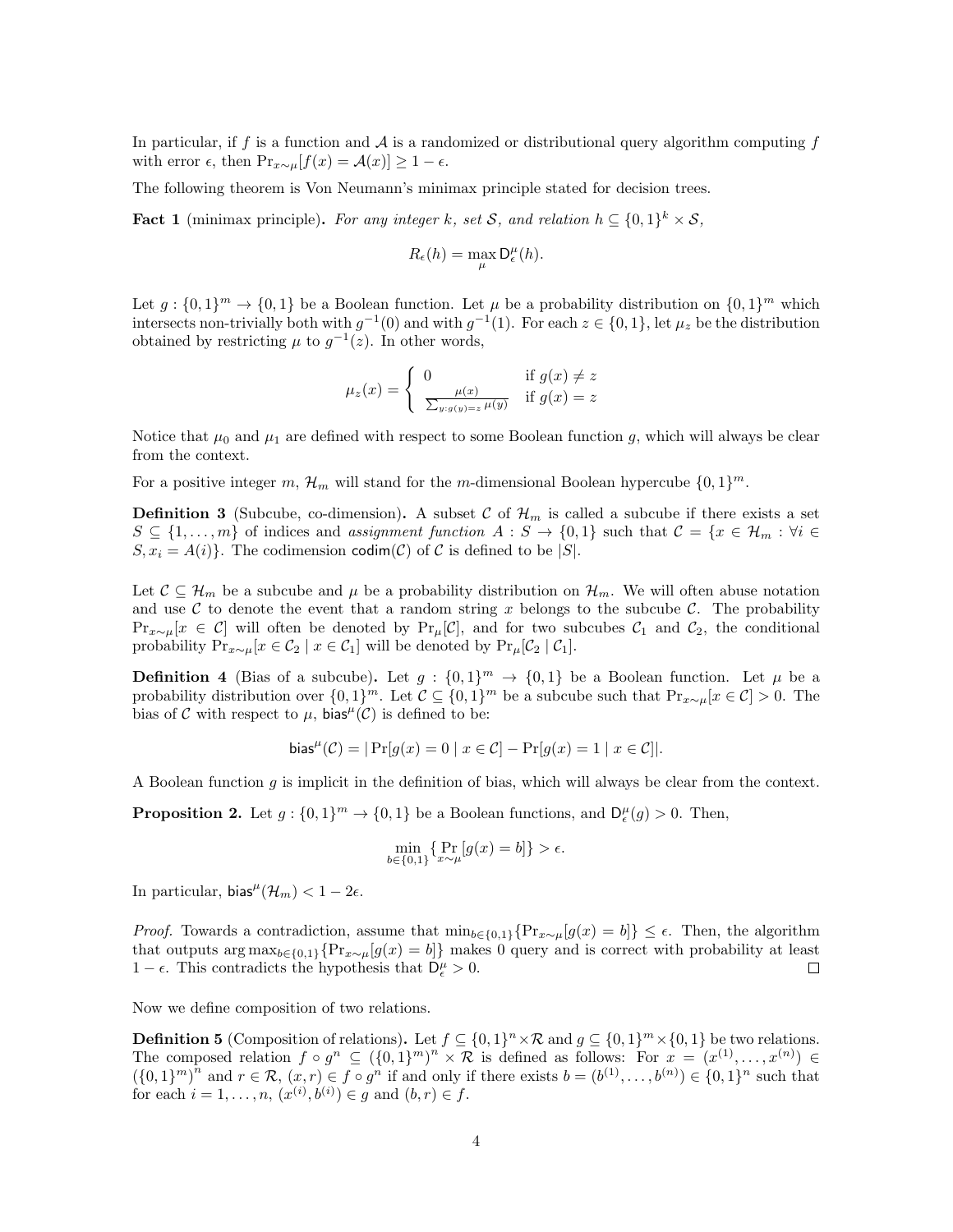In particular, if $f$ is a function and $\mathcal{A}$ is a randomized or distributional query algorithm computing $f$ with error $\epsilon$, then $\Pr_{x\sim\mu}[f(x) = \mathcal{A}(x)] \geq 1 - \epsilon$.

The following theorem is Von Neumann's minimax principle stated for decision trees.

**Fact 1** (minimax principle)**.** *For any integer $k$, set $\mathcal{S}$, and relation $h \subseteq \{0,1\}^k \times \mathcal{S}$,*

$$R_\epsilon(h) = \max_\mu \mathsf{D}^\mu_\epsilon(h).$$

Let $g : \{0,1\}^m \to \{0,1\}$ be a Boolean function. Let $\mu$ be a probability distribution on $\{0,1\}^m$ which intersects non-trivially both with $g^{-1}(0)$ and with $g^{-1}(1)$. For each $z \in \{0,1\}$, let $\mu_z$ be the distribution obtained by restricting $\mu$ to $g^{-1}(z)$. In other words,

$$\mu_z(x) = \begin{cases} 0 & \text{if } g(x) \neq z \\ \frac{\mu(x)}{\sum_{y:g(y)=z}\mu(y)} & \text{if } g(x) = z \end{cases}$$

Notice that $\mu_0$ and $\mu_1$ are defined with respect to some Boolean function $g$, which will always be clear from the context.

For a positive integer $m$, $\mathcal{H}_m$ will stand for the $m$-dimensional Boolean hypercube $\{0,1\}^m$.

**Definition 3** (Subcube, co-dimension)**.** A subset $\mathcal{C}$ of $\mathcal{H}_m$ is called a subcube if there exists a set $S \subseteq \{1,\ldots,m\}$ of indices and *assignment function* $A : S \to \{0,1\}$ such that $\mathcal{C} = \{x \in \mathcal{H}_m : \forall i \in S, x_i = A(i)\}$. The codimension $\mathsf{codim}(\mathcal{C})$ of $\mathcal{C}$ is defined to be $|S|$.

Let $\mathcal{C} \subseteq \mathcal{H}_m$ be a subcube and $\mu$ be a probability distribution on $\mathcal{H}_m$. We will often abuse notation and use $\mathcal{C}$ to denote the event that a random string $x$ belongs to the subcube $\mathcal{C}$. The probability $\Pr_{x\sim\mu}[x \in \mathcal{C}]$ will often be denoted by $\Pr_\mu[\mathcal{C}]$, and for two subcubes $\mathcal{C}_1$ and $\mathcal{C}_2$, the conditional probability $\Pr_{x\sim\mu}[x \in \mathcal{C}_2 \mid x \in \mathcal{C}_1]$ will be denoted by $\Pr_\mu[\mathcal{C}_2 \mid \mathcal{C}_1]$.

**Definition 4** (Bias of a subcube)**.** Let $g : \{0,1\}^m \to \{0,1\}$ be a Boolean function. Let $\mu$ be a probability distribution over $\{0,1\}^m$. Let $\mathcal{C} \subseteq \{0,1\}^m$ be a subcube such that $\Pr_{x\sim\mu}[x \in \mathcal{C}] > 0$. The bias of $\mathcal{C}$ with respect to $\mu$, $\mathsf{bias}^\mu(\mathcal{C})$ is defined to be:

$$\mathsf{bias}^\mu(\mathcal{C}) = |\Pr[g(x) = 0 \mid x \in \mathcal{C}] - \Pr[g(x) = 1 \mid x \in \mathcal{C}]|.$$

A Boolean function $g$ is implicit in the definition of bias, which will always be clear from the context.

**Proposition 2.** Let $g : \{0,1\}^m \to \{0,1\}$ be a Boolean functions, and $\mathsf{D}^\mu_\epsilon(g) > 0$. Then,

$$\min_{b\in\{0,1\}}\{\Pr_{x\sim\mu}[g(x) = b]\} > \epsilon.$$

In particular, $\mathsf{bias}^\mu(\mathcal{H}_m) < 1 - 2\epsilon$.

*Proof.* Towards a contradiction, assume that $\min_{b\in\{0,1\}}\{\Pr_{x\sim\mu}[g(x) = b]\} \leq \epsilon$. Then, the algorithm that outputs $\arg\max_{b\in\{0,1\}}\{\Pr_{x\sim\mu}[g(x) = b]\}$ makes 0 query and is correct with probability at least $1 - \epsilon$. This contradicts the hypothesis that $\mathsf{D}^\mu_\epsilon > 0$. ∎

Now we define composition of two relations.

**Definition 5** (Composition of relations)**.** Let $f \subseteq \{0,1\}^n \times \mathcal{R}$ and $g \subseteq \{0,1\}^m \times \{0,1\}$ be two relations. The composed relation $f \circ g^n \subseteq (\{0,1\}^m)^n \times \mathcal{R}$ is defined as follows: For $x = (x^{(1)},\ldots,x^{(n)}) \in (\{0,1\}^m)^n$ and $r \in \mathcal{R}$, $(x,r) \in f \circ g^n$ if and only if there exists $b = (b^{(1)},\ldots,b^{(n)}) \in \{0,1\}^n$ such that for each $i = 1,\ldots,n$, $(x^{(i)}, b^{(i)}) \in g$ and $(b,r) \in f$.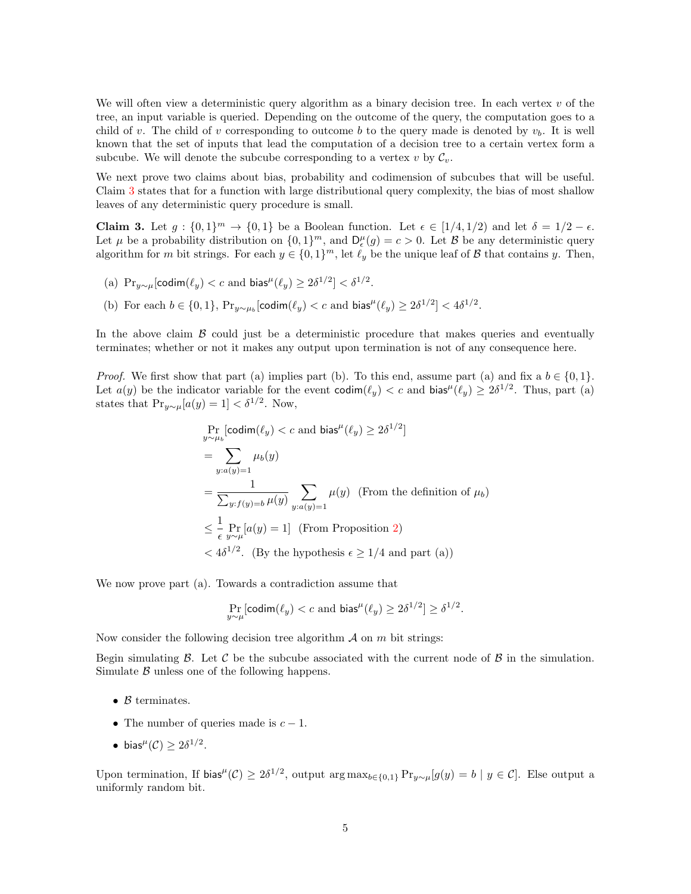We will often view a deterministic query algorithm as a binary decision tree. In each vertex $v$ of the tree, an input variable is queried. Depending on the outcome of the query, the computation goes to a child of $v$. The child of $v$ corresponding to outcome $b$ to the query made is denoted by $v_b$. It is well known that the set of inputs that lead the computation of a decision tree to a certain vertex form a subcube. We will denote the subcube corresponding to a vertex $v$ by $\mathcal{C}_v$.

We next prove two claims about bias, probability and codimension of subcubes that will be useful. Claim 3 states that for a function with large distributional query complexity, the bias of most shallow leaves of any deterministic query procedure is small.

**Claim 3.** Let $g : \{0,1\}^m \to \{0,1\}$ be a Boolean function. Let $\epsilon \in [1/4, 1/2)$ and let $\delta = 1/2 - \epsilon$. Let $\mu$ be a probability distribution on $\{0,1\}^m$, and $\mathsf{D}^\mu_\epsilon(g) = c > 0$. Let $\mathcal{B}$ be any deterministic query algorithm for $m$ bit strings. For each $y \in \{0,1\}^m$, let $\ell_y$ be the unique leaf of $\mathcal{B}$ that contains $y$. Then,

(a) $\Pr_{y \sim \mu}[\mathsf{codim}(\ell_y) < c \text{ and } \mathsf{bias}^\mu(\ell_y) \geq 2\delta^{1/2}] < \delta^{1/2}$.

(b) For each $b \in \{0,1\}$, $\Pr_{y \sim \mu_b}[\mathsf{codim}(\ell_y) < c \text{ and } \mathsf{bias}^\mu(\ell_y) \geq 2\delta^{1/2}] < 4\delta^{1/2}$.

In the above claim $\mathcal{B}$ could just be a deterministic procedure that makes queries and eventually terminates; whether or not it makes any output upon termination is not of any consequence here.

*Proof.* We first show that part (a) implies part (b). To this end, assume part (a) and fix a $b \in \{0,1\}$. Let $a(y)$ be the indicator variable for the event $\mathsf{codim}(\ell_y) < c$ and $\mathsf{bias}^\mu(\ell_y) \geq 2\delta^{1/2}$. Thus, part (a) states that $\Pr_{y \sim \mu}[a(y) = 1] < \delta^{1/2}$. Now,

$$
\begin{aligned}
&\Pr_{y \sim \mu_b}[\mathsf{codim}(\ell_y) < c \text{ and } \mathsf{bias}^\mu(\ell_y) \geq 2\delta^{1/2}] \\
&= \sum_{y : a(y) = 1} \mu_b(y) \\
&= \frac{1}{\sum_{y : f(y) = b} \mu(y)} \sum_{y : a(y) = 1} \mu(y) \quad \text{(From the definition of } \mu_b\text{)} \\
&\leq \frac{1}{\epsilon} \Pr_{y \sim \mu}[a(y) = 1] \quad \text{(From Proposition 2)} \\
&< 4\delta^{1/2}. \quad \text{(By the hypothesis } \epsilon \geq 1/4 \text{ and part (a))}
\end{aligned}
$$

We now prove part (a). Towards a contradiction assume that

$$\Pr_{y \sim \mu}[\mathsf{codim}(\ell_y) < c \text{ and } \mathsf{bias}^\mu(\ell_y) \geq 2\delta^{1/2}] \geq \delta^{1/2}.$$

Now consider the following decision tree algorithm $\mathcal{A}$ on $m$ bit strings:

Begin simulating $\mathcal{B}$. Let $\mathcal{C}$ be the subcube associated with the current node of $\mathcal{B}$ in the simulation. Simulate $\mathcal{B}$ unless one of the following happens.

- $\mathcal{B}$ terminates.
- The number of queries made is $c - 1$.
- $\mathsf{bias}^\mu(\mathcal{C}) \geq 2\delta^{1/2}$.

Upon termination, If $\mathsf{bias}^\mu(\mathcal{C}) \geq 2\delta^{1/2}$, output $\arg\max_{b \in \{0,1\}} \Pr_{y \sim \mu}[g(y) = b \mid y \in \mathcal{C}]$. Else output a uniformly random bit.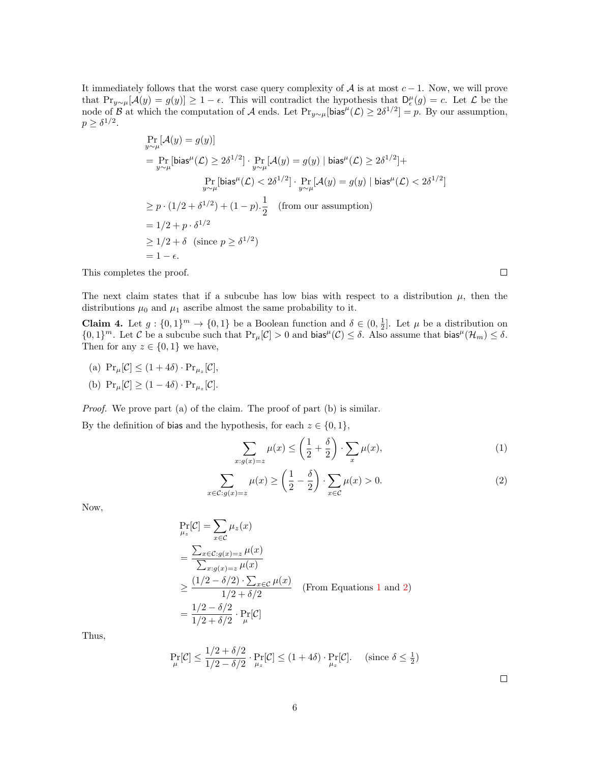It immediately follows that the worst case query complexity of $\mathcal{A}$ is at most $c-1$. Now, we will prove that $\Pr_{y\sim\mu}[\mathcal{A}(y) = g(y)] \geq 1-\epsilon$. This will contradict the hypothesis that $\mathsf{D}^{\mu}_{\epsilon}(g) = c$. Let $\mathcal{L}$ be the node of $\mathcal{B}$ at which the computation of $\mathcal{A}$ ends. Let $\Pr_{y\sim\mu}[\mathsf{bias}^{\mu}(\mathcal{L}) \geq 2\delta^{1/2}] = p$. By our assumption, $p \geq \delta^{1/2}$.

$$
\begin{aligned}
&\Pr_{y\sim\mu}[\mathcal{A}(y) = g(y)] \\
&= \Pr_{y\sim\mu}[\mathsf{bias}^{\mu}(\mathcal{L}) \geq 2\delta^{1/2}] \cdot \Pr_{y\sim\mu}[\mathcal{A}(y) = g(y) \mid \mathsf{bias}^{\mu}(\mathcal{L}) \geq 2\delta^{1/2}] + \\
&\qquad \Pr_{y\sim\mu}[\mathsf{bias}^{\mu}(\mathcal{L}) < 2\delta^{1/2}] \cdot \Pr_{y\sim\mu}[\mathcal{A}(y) = g(y) \mid \mathsf{bias}^{\mu}(\mathcal{L}) < 2\delta^{1/2}] \\
&\geq p \cdot (1/2 + \delta^{1/2}) + (1-p).\frac{1}{2} \quad \text{(from our assumption)} \\
&= 1/2 + p \cdot \delta^{1/2} \\
&\geq 1/2 + \delta \quad (\text{since } p \geq \delta^{1/2}) \\
&= 1 - \epsilon.
\end{aligned}
$$

This completes the proof. ∎

The next claim states that if a subcube has low bias with respect to a distribution $\mu$, then the distributions $\mu_0$ and $\mu_1$ ascribe almost the same probability to it.

**Claim 4.** Let $g : \{0,1\}^m \to \{0,1\}$ be a Boolean function and $\delta \in (0, \frac{1}{2}]$. Let $\mu$ be a distribution on $\{0,1\}^m$. Let $\mathcal{C}$ be a subcube such that $\Pr_{\mu}[\mathcal{C}] > 0$ and $\mathsf{bias}^{\mu}(\mathcal{C}) \leq \delta$. Also assume that $\mathsf{bias}^{\mu}(\mathcal{H}_m) \leq \delta$. Then for any $z \in \{0,1\}$ we have,

(a) $\Pr_{\mu}[\mathcal{C}] \leq (1+4\delta) \cdot \Pr_{\mu_z}[\mathcal{C}]$,

(b) $\Pr_{\mu}[\mathcal{C}] \geq (1-4\delta) \cdot \Pr_{\mu_z}[\mathcal{C}]$.

*Proof.* We prove part (a) of the claim. The proof of part (b) is similar.

By the definition of $\mathsf{bias}$ and the hypothesis, for each $z \in \{0,1\}$,

$$\sum_{x:g(x)=z} \mu(x) \leq \left(\frac{1}{2} + \frac{\delta}{2}\right) \cdot \sum_{x} \mu(x), \tag{1}$$

$$\sum_{x\in\mathcal{C}:g(x)=z} \mu(x) \geq \left(\frac{1}{2} - \frac{\delta}{2}\right) \cdot \sum_{x\in\mathcal{C}} \mu(x) > 0. \tag{2}$$

Now,

$$
\begin{aligned}
&\Pr_{\mu_z}[\mathcal{C}] = \sum_{x\in\mathcal{C}} \mu_z(x) \\
&= \frac{\sum_{x\in\mathcal{C}:g(x)=z} \mu(x)}{\sum_{x:g(x)=z} \mu(x)} \\
&\geq \frac{(1/2 - \delta/2) \cdot \sum_{x\in\mathcal{C}} \mu(x)}{1/2 + \delta/2} \quad \text{(From Equations 1 and 2)} \\
&= \frac{1/2 - \delta/2}{1/2 + \delta/2} \cdot \Pr_{\mu}[\mathcal{C}]
\end{aligned}
$$

Thus,

$$\Pr_{\mu}[\mathcal{C}] \leq \frac{1/2 + \delta/2}{1/2 - \delta/2} \cdot \Pr_{\mu_z}[\mathcal{C}] \leq (1+4\delta) \cdot \Pr_{\mu_z}[\mathcal{C}]. \quad (\text{since } \delta \leq \tfrac{1}{2})$$

∎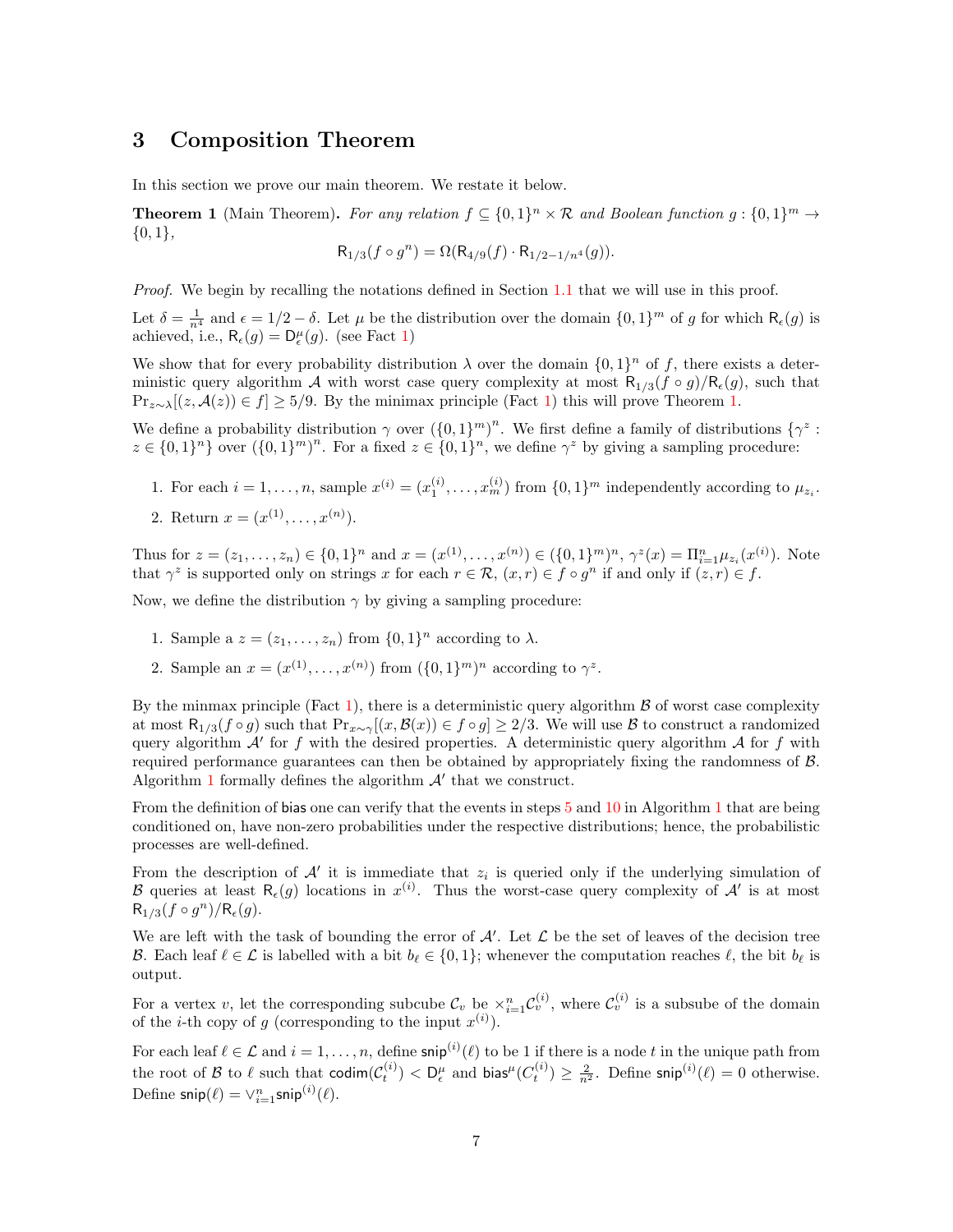## 3 Composition Theorem

In this section we prove our main theorem. We restate it below.

**Theorem 1** (Main Theorem). *For any relation $f \subseteq \{0,1\}^n \times \mathcal{R}$ and Boolean function $g : \{0,1\}^m \to \{0,1\}$,*

$$\mathsf{R}_{1/3}(f \circ g^n) = \Omega(\mathsf{R}_{4/9}(f) \cdot \mathsf{R}_{1/2-1/n^4}(g)).$$

*Proof.* We begin by recalling the notations defined in Section 1.1 that we will use in this proof.

Let $\delta = \frac{1}{n^4}$ and $\epsilon = 1/2 - \delta$. Let $\mu$ be the distribution over the domain $\{0,1\}^m$ of $g$ for which $\mathsf{R}_\epsilon(g)$ is achieved, i.e., $\mathsf{R}_\epsilon(g) = \mathsf{D}^\mu_\epsilon(g)$. (see Fact 1)

We show that for every probability distribution $\lambda$ over the domain $\{0,1\}^n$ of $f$, there exists a deterministic query algorithm $\mathcal{A}$ with worst case query complexity at most $\mathsf{R}_{1/3}(f \circ g)/\mathsf{R}_\epsilon(g)$, such that $\Pr_{z\sim\lambda}[(z, \mathcal{A}(z)) \in f] \geq 5/9$. By the minimax principle (Fact 1) this will prove Theorem 1.

We define a probability distribution $\gamma$ over $(\{0,1\}^m)^n$. We first define a family of distributions $\{\gamma^z : z \in \{0,1\}^n\}$ over $(\{0,1\}^m)^n$. For a fixed $z \in \{0,1\}^n$, we define $\gamma^z$ by giving a sampling procedure:

1. For each $i = 1, \ldots, n$, sample $x^{(i)} = (x^{(i)}_1, \ldots, x^{(i)}_m)$ from $\{0,1\}^m$ independently according to $\mu_{z_i}$.
2. Return $x = (x^{(1)}, \ldots, x^{(n)})$.

Thus for $z = (z_1, \ldots, z_n) \in \{0,1\}^n$ and $x = (x^{(1)}, \ldots, x^{(n)}) \in (\{0,1\}^m)^n$, $\gamma^z(x) = \Pi_{i=1}^n \mu_{z_i}(x^{(i)})$. Note that $\gamma^z$ is supported only on strings $x$ for each $r \in \mathcal{R}$, $(x, r) \in f \circ g^n$ if and only if $(z, r) \in f$.

Now, we define the distribution $\gamma$ by giving a sampling procedure:

1. Sample a $z = (z_1, \ldots, z_n)$ from $\{0,1\}^n$ according to $\lambda$.
2. Sample an $x = (x^{(1)}, \ldots, x^{(n)})$ from $(\{0,1\}^m)^n$ according to $\gamma^z$.

By the minmax principle (Fact 1), there is a deterministic query algorithm $\mathcal{B}$ of worst case complexity at most $\mathsf{R}_{1/3}(f \circ g)$ such that $\Pr_{x\sim\gamma}[(x, \mathcal{B}(x)) \in f \circ g] \geq 2/3$. We will use $\mathcal{B}$ to construct a randomized query algorithm $\mathcal{A}'$ for $f$ with the desired properties. A deterministic query algorithm $\mathcal{A}$ for $f$ with required performance guarantees can then be obtained by appropriately fixing the randomness of $\mathcal{B}$. Algorithm 1 formally defines the algorithm $\mathcal{A}'$ that we construct.

From the definition of $\mathsf{bias}$ one can verify that the events in steps 5 and 10 in Algorithm 1 that are being conditioned on, have non-zero probabilities under the respective distributions; hence, the probabilistic processes are well-defined.

From the description of $\mathcal{A}'$ it is immediate that $z_i$ is queried only if the underlying simulation of $\mathcal{B}$ queries at least $\mathsf{R}_\epsilon(g)$ locations in $x^{(i)}$. Thus the worst-case query complexity of $\mathcal{A}'$ is at most $\mathsf{R}_{1/3}(f \circ g^n)/\mathsf{R}_\epsilon(g)$.

We are left with the task of bounding the error of $\mathcal{A}'$. Let $\mathcal{L}$ be the set of leaves of the decision tree $\mathcal{B}$. Each leaf $\ell \in \mathcal{L}$ is labelled with a bit $b_\ell \in \{0,1\}$; whenever the computation reaches $\ell$, the bit $b_\ell$ is output.

For a vertex $v$, let the corresponding subcube $\mathcal{C}_v$ be $\times_{i=1}^n \mathcal{C}^{(i)}_v$, where $\mathcal{C}^{(i)}_v$ is a subsube of the domain of the $i$-th copy of $g$ (corresponding to the input $x^{(i)}$).

For each leaf $\ell \in \mathcal{L}$ and $i = 1, \ldots, n$, define $\mathsf{snip}^{(i)}(\ell)$ to be 1 if there is a node $t$ in the unique path from the root of $\mathcal{B}$ to $\ell$ such that $\mathsf{codim}(\mathcal{C}^{(i)}_t) < \mathsf{D}^\mu_\epsilon$ and $\mathsf{bias}^\mu(C^{(i)}_t) \geq \frac{2}{n^2}$. Define $\mathsf{snip}^{(i)}(\ell) = 0$ otherwise. Define $\mathsf{snip}(\ell) = \vee_{i=1}^n \mathsf{snip}^{(i)}(\ell)$.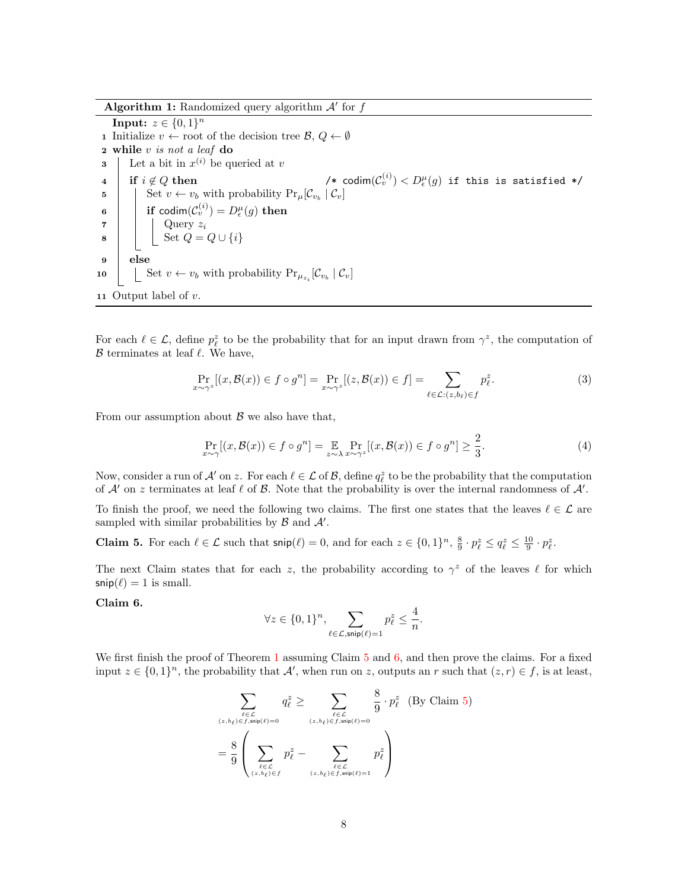**Algorithm 1:** Randomized query algorithm $\mathcal{A}'$ for $f$

```
   Input: z ∈ {0,1}^n
 1 Initialize v ← root of the decision tree B, Q ← ∅
 2 while v is not a leaf do
 3     Let a bit in x^(i) be queried at v
 4     if i ∉ Q then                    /* codim(C_v^(i)) < D_ε^μ(g) if this is satisfied */
 5         Set v ← v_b with probability Pr_μ[C_{v_b} | C_v]
 6         if codim(C_v^(i)) = D_ε^μ(g) then
 7             Query z_i
 8             Set Q = Q ∪ {i}
 9     else
10         Set v ← v_b with probability Pr_{μ_{z_i}}[C_{v_b} | C_v]
11 Output label of v.
```

For each $\ell \in \mathcal{L}$, define $p_\ell^z$ to be the probability that for an input drawn from $\gamma^z$, the computation of $\mathcal{B}$ terminates at leaf $\ell$. We have,

$$\Pr_{x \sim \gamma^z}[(x, \mathcal{B}(x)) \in f \circ g^n] = \Pr_{x \sim \gamma^z}[(z, \mathcal{B}(x)) \in f] = \sum_{\ell \in \mathcal{L} : (z, b_\ell) \in f} p_\ell^z. \tag{3}$$

From our assumption about $\mathcal{B}$ we also have that,

$$\Pr_{x \sim \gamma}[(x, \mathcal{B}(x)) \in f \circ g^n] = \mathop{\mathbb{E}}_{z \sim \lambda} \Pr_{x \sim \gamma^z}[(x, \mathcal{B}(x)) \in f \circ g^n] \geq \frac{2}{3}. \tag{4}$$

Now, consider a run of $\mathcal{A}'$ on $z$. For each $\ell \in \mathcal{L}$ of $\mathcal{B}$, define $q_\ell^z$ to be the probability that the computation of $\mathcal{A}'$ on $z$ terminates at leaf $\ell$ of $\mathcal{B}$. Note that the probability is over the internal randomness of $\mathcal{A}'$.

To finish the proof, we need the following two claims. The first one states that the leaves $\ell \in \mathcal{L}$ are sampled with similar probabilities by $\mathcal{B}$ and $\mathcal{A}'$.

**Claim 5.** For each $\ell \in \mathcal{L}$ such that $\mathsf{snip}(\ell) = 0$, and for each $z \in \{0,1\}^n$, $\frac{8}{9} \cdot p_\ell^z \leq q_\ell^z \leq \frac{10}{9} \cdot p_\ell^z$.

The next Claim states that for each $z$, the probability according to $\gamma^z$ of the leaves $\ell$ for which $\mathsf{snip}(\ell) = 1$ is small.

**Claim 6.**

$$\forall z \in \{0,1\}^n, \sum_{\ell \in \mathcal{L}, \mathsf{snip}(\ell)=1} p_\ell^z \leq \frac{4}{n}.$$

We first finish the proof of Theorem 1 assuming Claim 5 and 6, and then prove the claims. For a fixed input $z \in \{0,1\}^n$, the probability that $\mathcal{A}'$, when run on $z$, outputs an $r$ such that $(z, r) \in f$, is at least,

$$\begin{aligned}
\sum_{\substack{\ell \in \mathcal{L} \\ (z, b_\ell) \in f, \mathsf{snip}(\ell)=0}} q_\ell^z &\geq \sum_{\substack{\ell \in \mathcal{L} \\ (z, b_\ell) \in f, \mathsf{snip}(\ell)=0}} \frac{8}{9} \cdot p_\ell^z \quad \text{(By Claim 5)} \\
&= \frac{8}{9} \left( \sum_{\substack{\ell \in \mathcal{L} \\ (z, b_\ell) \in f}} p_\ell^z - \sum_{\substack{\ell \in \mathcal{L} \\ (z, b_\ell) \in f, \mathsf{snip}(\ell)=1}} p_\ell^z \right)
\end{aligned}$$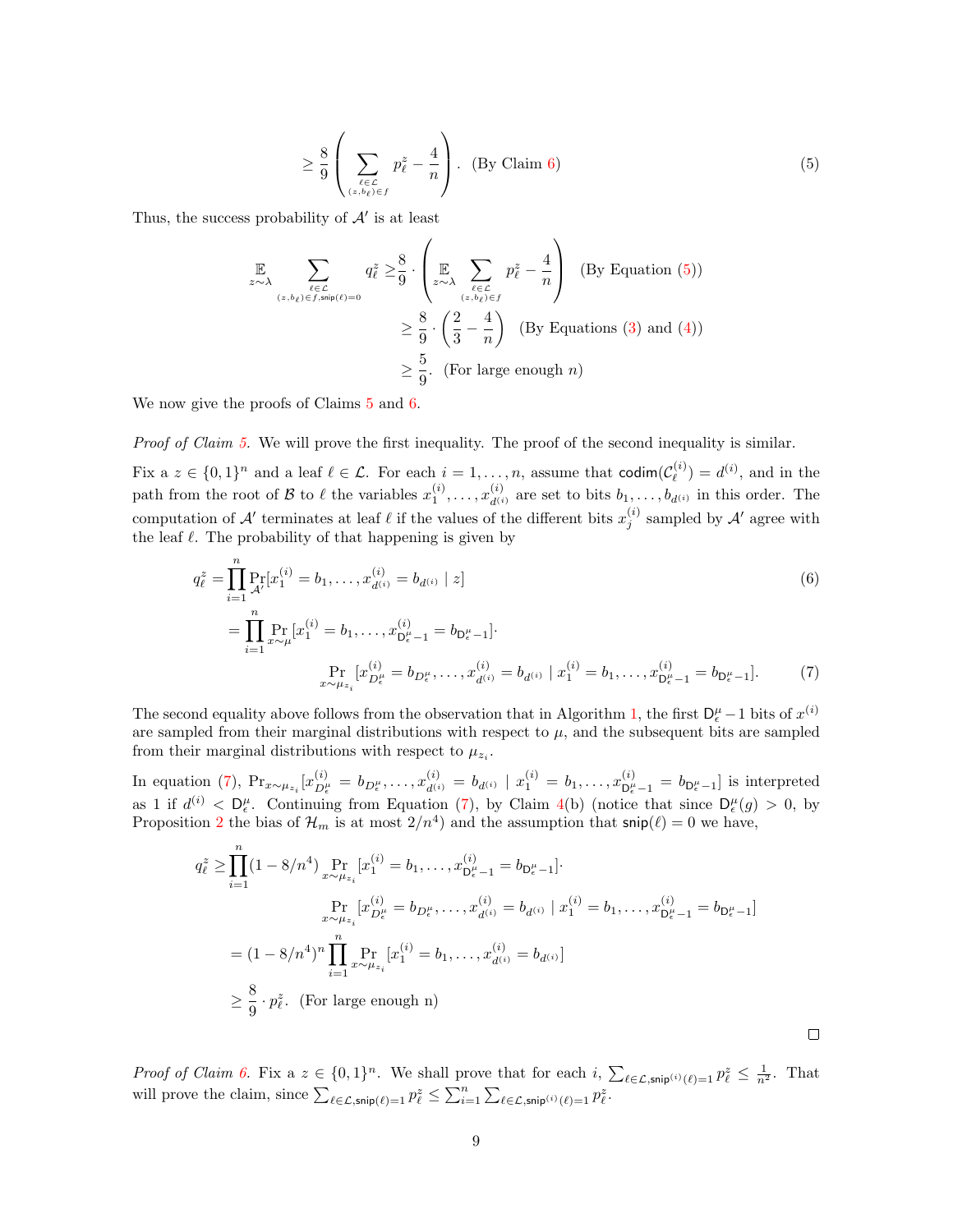$$\geq \frac{8}{9}\left(\sum_{\substack{\ell\in\mathcal{L}\\(z,b_\ell)\in f}} p^z_\ell - \frac{4}{n}\right). \quad \text{(By Claim 6)} \tag{5}$$

Thus, the success probability of $\mathcal{A}'$ is at least

$$\begin{aligned}
\mathop{\mathbb{E}}_{z\sim\lambda} \sum_{\substack{\ell\in\mathcal{L}\\(z,b_\ell)\in f,\mathsf{snip}(\ell)=0}} q^z_\ell &\geq \frac{8}{9}\cdot\left(\mathop{\mathbb{E}}_{z\sim\lambda}\sum_{\substack{\ell\in\mathcal{L}\\(z,b_\ell)\in f}} p^z_\ell - \frac{4}{n}\right) \quad \text{(By Equation (5))}\\
&\geq \frac{8}{9}\cdot\left(\frac{2}{3}-\frac{4}{n}\right) \quad \text{(By Equations (3) and (4))}\\
&\geq \frac{5}{9}. \quad \text{(For large enough } n)
\end{aligned}$$

We now give the proofs of Claims 5 and 6.

*Proof of Claim 5.* We will prove the first inequality. The proof of the second inequality is similar.

Fix a $z \in \{0,1\}^n$ and a leaf $\ell \in \mathcal{L}$. For each $i = 1,\ldots,n$, assume that $\mathsf{codim}(\mathcal{C}^{(i)}_\ell) = d^{(i)}$, and in the path from the root of $\mathcal{B}$ to $\ell$ the variables $x^{(i)}_1,\ldots,x^{(i)}_{d^{(i)}}$ are set to bits $b_1,\ldots,b_{d^{(i)}}$ in this order. The computation of $\mathcal{A}'$ terminates at leaf $\ell$ if the values of the different bits $x^{(i)}_j$ sampled by $\mathcal{A}'$ agree with the leaf $\ell$. The probability of that happening is given by

$$q^z_\ell = \prod_{i=1}^n \Pr_{\mathcal{A}'}[x^{(i)}_1 = b_1,\ldots,x^{(i)}_{d^{(i)}} = b_{d^{(i)}} \mid z] \tag{6}$$

$$\begin{aligned}
&= \prod_{i=1}^n \Pr_{x\sim\mu}[x^{(i)}_1 = b_1,\ldots,x^{(i)}_{\mathsf{D}^\mu_\epsilon-1} = b_{\mathsf{D}^\mu_\epsilon-1}]\cdot\\
&\qquad \Pr_{x\sim\mu_{z_i}}[x^{(i)}_{D^\mu_\epsilon} = b_{D^\mu_\epsilon},\ldots,x^{(i)}_{d^{(i)}} = b_{d^{(i)}} \mid x^{(i)}_1 = b_1,\ldots,x^{(i)}_{\mathsf{D}^\mu_\epsilon-1} = b_{\mathsf{D}^\mu_\epsilon-1}].
\end{aligned} \tag{7}$$

The second equality above follows from the observation that in Algorithm 1, the first $\mathsf{D}^\mu_\epsilon - 1$ bits of $x^{(i)}$ are sampled from their marginal distributions with respect to $\mu$, and the subsequent bits are sampled from their marginal distributions with respect to $\mu_{z_i}$.

In equation (7), $\Pr_{x\sim\mu_{z_i}}[x^{(i)}_{D^\mu_\epsilon} = b_{D^\mu_\epsilon},\ldots,x^{(i)}_{d^{(i)}} = b_{d^{(i)}} \mid x^{(i)}_1 = b_1,\ldots,x^{(i)}_{\mathsf{D}^\mu_\epsilon-1} = b_{\mathsf{D}^\mu_\epsilon-1}]$ is interpreted as 1 if $d^{(i)} < \mathsf{D}^\mu_\epsilon$. Continuing from Equation (7), by Claim 4(b) (notice that since $\mathsf{D}^\mu_\epsilon(g) > 0$, by Proposition 2 the bias of $\mathcal{H}_m$ is at most $2/n^4$) and the assumption that $\mathsf{snip}(\ell) = 0$ we have,

$$\begin{aligned}
q^z_\ell &\geq \prod_{i=1}^n (1-8/n^4)\Pr_{x\sim\mu_{z_i}}[x^{(i)}_1 = b_1,\ldots,x^{(i)}_{\mathsf{D}^\mu_\epsilon-1} = b_{\mathsf{D}^\mu_\epsilon-1}]\cdot\\
&\qquad \Pr_{x\sim\mu_{z_i}}[x^{(i)}_{D^\mu_\epsilon} = b_{D^\mu_\epsilon},\ldots,x^{(i)}_{d^{(i)}} = b_{d^{(i)}} \mid x^{(i)}_1 = b_1,\ldots,x^{(i)}_{\mathsf{D}^\mu_\epsilon-1} = b_{\mathsf{D}^\mu_\epsilon-1}]\\
&= (1-8/n^4)^n \prod_{i=1}^n \Pr_{x\sim\mu_{z_i}}[x^{(i)}_1 = b_1,\ldots,x^{(i)}_{d^{(i)}} = b_{d^{(i)}}]\\
&\geq \frac{8}{9}\cdot p^z_\ell. \quad \text{(For large enough n)}
\end{aligned}$$

□

*Proof of Claim 6.* Fix a $z \in \{0,1\}^n$. We shall prove that for each $i$, $\sum_{\ell\in\mathcal{L},\mathsf{snip}^{(i)}(\ell)=1} p^z_\ell \leq \frac{1}{n^2}$. That will prove the claim, since $\sum_{\ell\in\mathcal{L},\mathsf{snip}(\ell)=1} p^z_\ell \leq \sum_{i=1}^n \sum_{\ell\in\mathcal{L},\mathsf{snip}^{(i)}(\ell)=1} p^z_\ell$.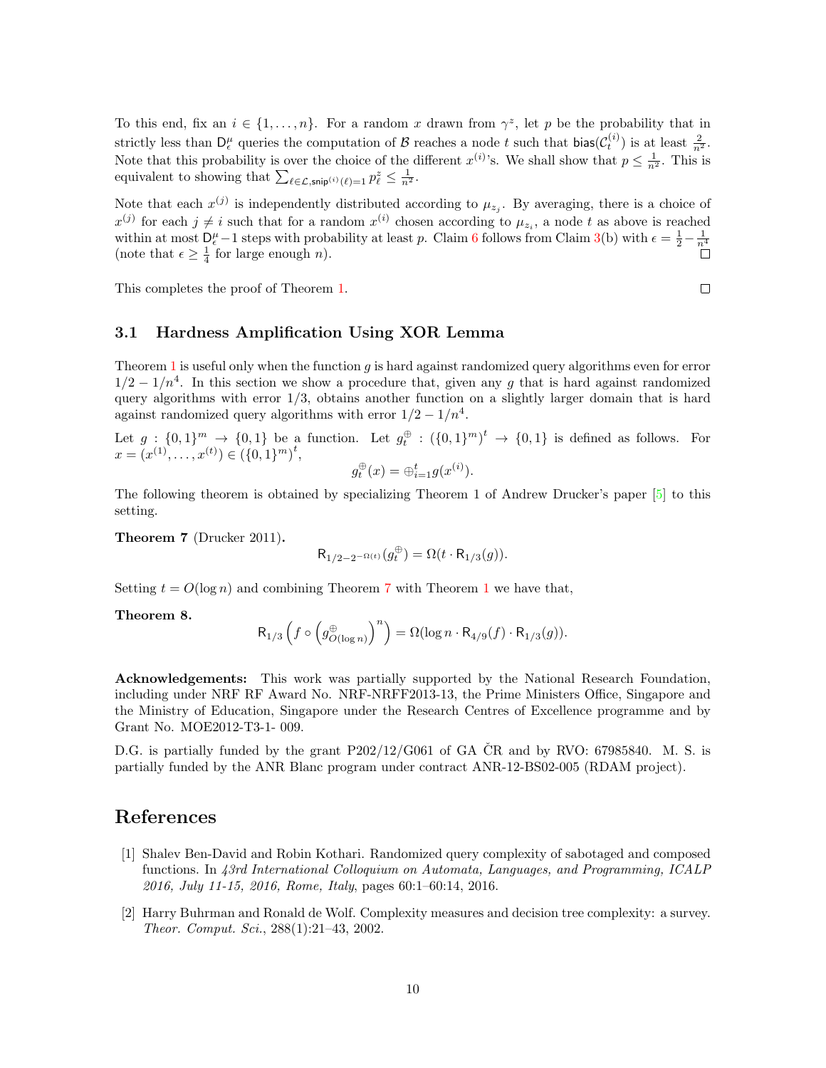To this end, fix an $i \in \{1, \ldots, n\}$. For a random $x$ drawn from $\gamma^z$, let $p$ be the probability that in strictly less than $\mathsf{D}^\mu_\epsilon$ queries the computation of $\mathcal{B}$ reaches a node $t$ such that $\mathsf{bias}(\mathcal{C}^{(i)}_t)$ is at least $\frac{2}{n^2}$. Note that this probability is over the choice of the different $x^{(i)}$'s. We shall show that $p \leq \frac{1}{n^2}$. This is equivalent to showing that $\sum_{\ell \in \mathcal{L}, \mathsf{snip}^{(i)}(\ell)=1} p^z_\ell \leq \frac{1}{n^2}$.

Note that each $x^{(j)}$ is independently distributed according to $\mu_{z_j}$. By averaging, there is a choice of $x^{(j)}$ for each $j \neq i$ such that for a random $x^{(i)}$ chosen according to $\mu_{z_i}$, a node $t$ as above is reached within at most $\mathsf{D}^\mu_\epsilon - 1$ steps with probability at least $p$. Claim 6 follows from Claim 3(b) with $\epsilon = \frac{1}{2} - \frac{1}{n^4}$ (note that $\epsilon \geq \frac{1}{4}$ for large enough $n$). □

This completes the proof of Theorem 1. □

### 3.1 Hardness Amplification Using XOR Lemma

Theorem 1 is useful only when the function $g$ is hard against randomized query algorithms even for error $1/2 - 1/n^4$. In this section we show a procedure that, given any $g$ that is hard against randomized query algorithms with error $1/3$, obtains another function on a slightly larger domain that is hard against randomized query algorithms with error $1/2 - 1/n^4$.

Let $g : \{0,1\}^m \to \{0,1\}$ be a function. Let $g^\oplus_t : (\{0,1\}^m)^t \to \{0,1\}$ is defined as follows. For $x = (x^{(1)}, \ldots, x^{(t)}) \in (\{0,1\}^m)^t$,

$$g^\oplus_t(x) = \oplus^t_{i=1} g(x^{(i)}).$$

The following theorem is obtained by specializing Theorem 1 of Andrew Drucker's paper [5] to this setting.

**Theorem 7** (Drucker 2011)**.**

$$\mathsf{R}_{1/2 - 2^{-\Omega(t)}}(g^\oplus_t) = \Omega(t \cdot \mathsf{R}_{1/3}(g)).$$

Setting $t = O(\log n)$ and combining Theorem 7 with Theorem 1 we have that,

**Theorem 8.**

$$\mathsf{R}_{1/3}\left(f \circ \left(g^\oplus_{O(\log n)}\right)^n\right) = \Omega(\log n \cdot \mathsf{R}_{4/9}(f) \cdot \mathsf{R}_{1/3}(g)).$$

**Acknowledgements:** This work was partially supported by the National Research Foundation, including under NRF RF Award No. NRF-NRFF2013-13, the Prime Ministers Office, Singapore and the Ministry of Education, Singapore under the Research Centres of Excellence programme and by Grant No. MOE2012-T3-1- 009.

D.G. is partially funded by the grant P202/12/G061 of GA ČR and by RVO: 67985840. M. S. is partially funded by the ANR Blanc program under contract ANR-12-BS02-005 (RDAM project).

## References

[1] Shalev Ben-David and Robin Kothari. Randomized query complexity of sabotaged and composed functions. In *43rd International Colloquium on Automata, Languages, and Programming, ICALP 2016, July 11-15, 2016, Rome, Italy*, pages 60:1–60:14, 2016.

[2] Harry Buhrman and Ronald de Wolf. Complexity measures and decision tree complexity: a survey. *Theor. Comput. Sci.*, 288(1):21–43, 2002.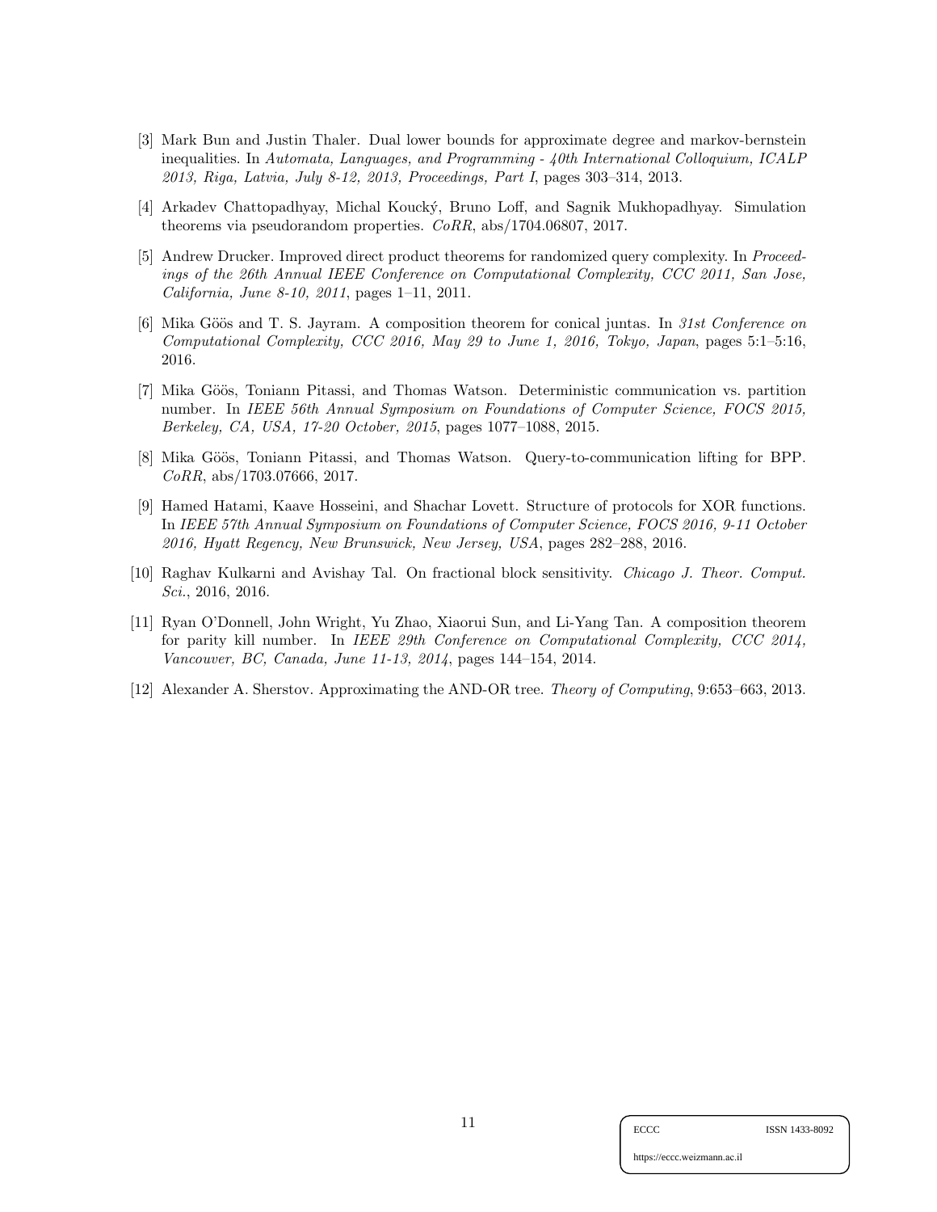[3] Mark Bun and Justin Thaler. Dual lower bounds for approximate degree and markov-bernstein inequalities. In *Automata, Languages, and Programming - 40th International Colloquium, ICALP 2013, Riga, Latvia, July 8-12, 2013, Proceedings, Part I*, pages 303–314, 2013.

[4] Arkadev Chattopadhyay, Michal Koucký, Bruno Loff, and Sagnik Mukhopadhyay. Simulation theorems via pseudorandom properties. *CoRR*, abs/1704.06807, 2017.

[5] Andrew Drucker. Improved direct product theorems for randomized query complexity. In *Proceedings of the 26th Annual IEEE Conference on Computational Complexity, CCC 2011, San Jose, California, June 8-10, 2011*, pages 1–11, 2011.

[6] Mika Göös and T. S. Jayram. A composition theorem for conical juntas. In *31st Conference on Computational Complexity, CCC 2016, May 29 to June 1, 2016, Tokyo, Japan*, pages 5:1–5:16, 2016.

[7] Mika Göös, Toniann Pitassi, and Thomas Watson. Deterministic communication vs. partition number. In *IEEE 56th Annual Symposium on Foundations of Computer Science, FOCS 2015, Berkeley, CA, USA, 17-20 October, 2015*, pages 1077–1088, 2015.

[8] Mika Göös, Toniann Pitassi, and Thomas Watson. Query-to-communication lifting for BPP. *CoRR*, abs/1703.07666, 2017.

[9] Hamed Hatami, Kaave Hosseini, and Shachar Lovett. Structure of protocols for XOR functions. In *IEEE 57th Annual Symposium on Foundations of Computer Science, FOCS 2016, 9-11 October 2016, Hyatt Regency, New Brunswick, New Jersey, USA*, pages 282–288, 2016.

[10] Raghav Kulkarni and Avishay Tal. On fractional block sensitivity. *Chicago J. Theor. Comput. Sci.*, 2016, 2016.

[11] Ryan O'Donnell, John Wright, Yu Zhao, Xiaorui Sun, and Li-Yang Tan. A composition theorem for parity kill number. In *IEEE 29th Conference on Computational Complexity, CCC 2014, Vancouver, BC, Canada, June 11-13, 2014*, pages 144–154, 2014.

[12] Alexander A. Sherstov. Approximating the AND-OR tree. *Theory of Computing*, 9:653–663, 2013.